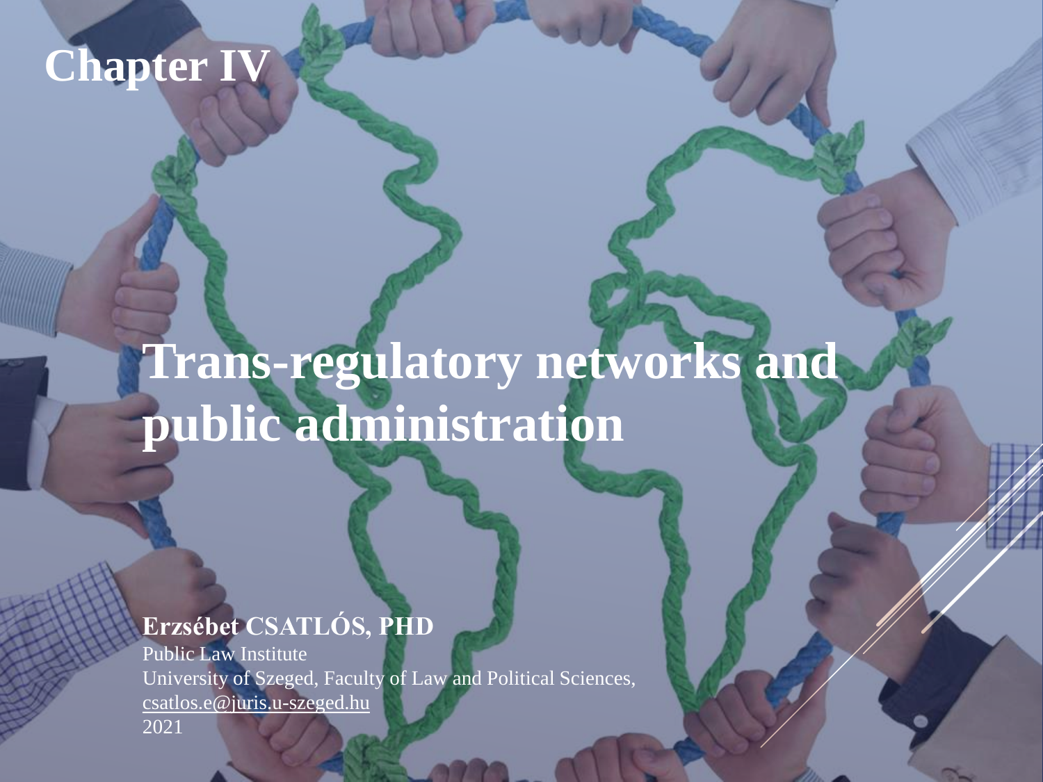# Chapter IV

# Trans-regulatory networks and public administration

**Erzsébet CSATLÓS, PHD**

Public Law Institute

University of Szeged, Faculty of Law and Political Sciences,

csatlos.e@juris.u-szeged.hu

2021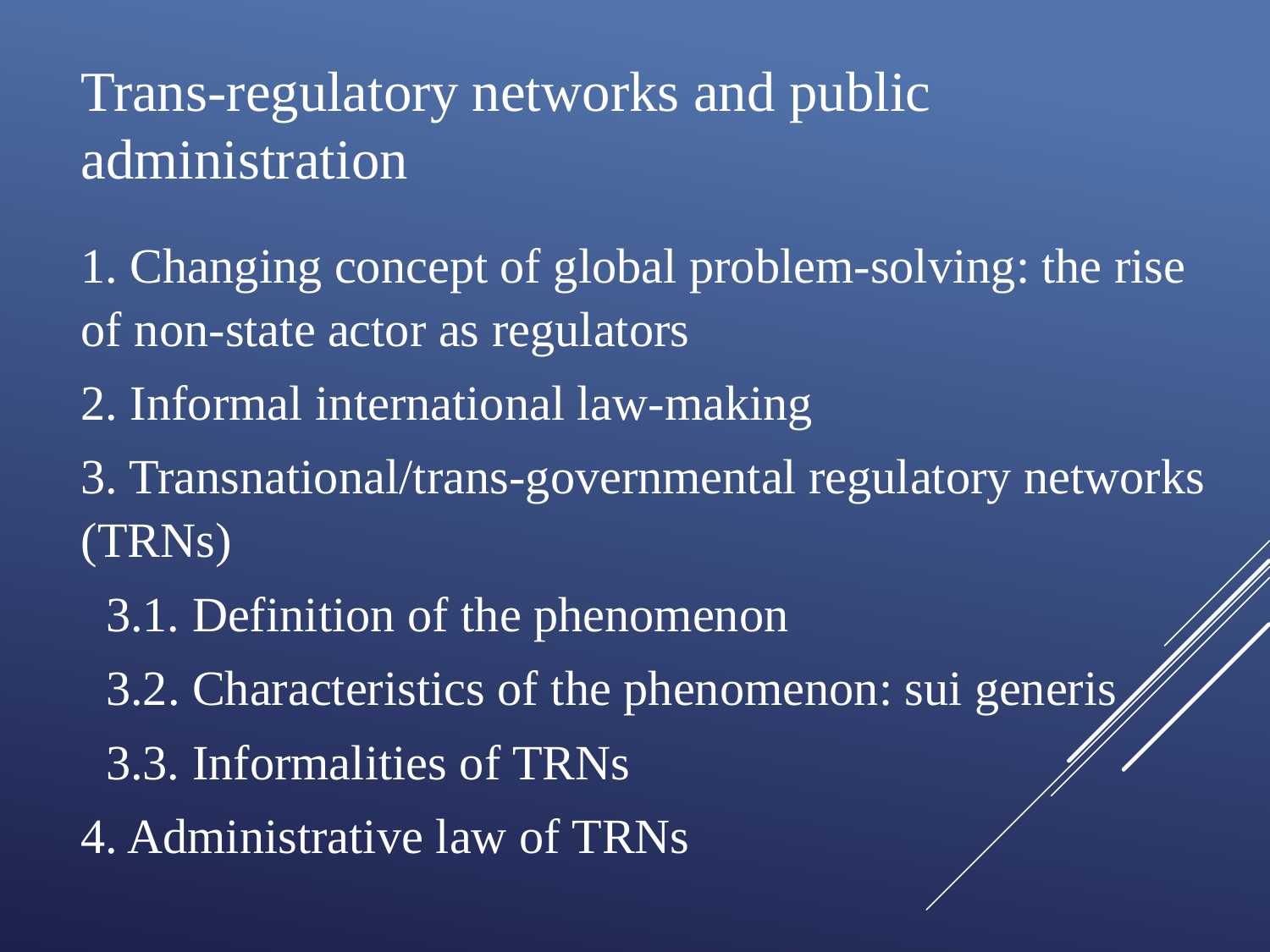# Trans-regulatory networks and public administration

1. Changing concept of global problem-solving: the rise of non-state actor as regulators
2. Informal international law-making
3. Transnational/trans-governmental regulatory networks (TRNs)
   - 3.1. Definition of the phenomenon
   - 3.2. Characteristics of the phenomenon: sui generis
   - 3.3. Informalities of TRNs
4. Administrative law of TRNs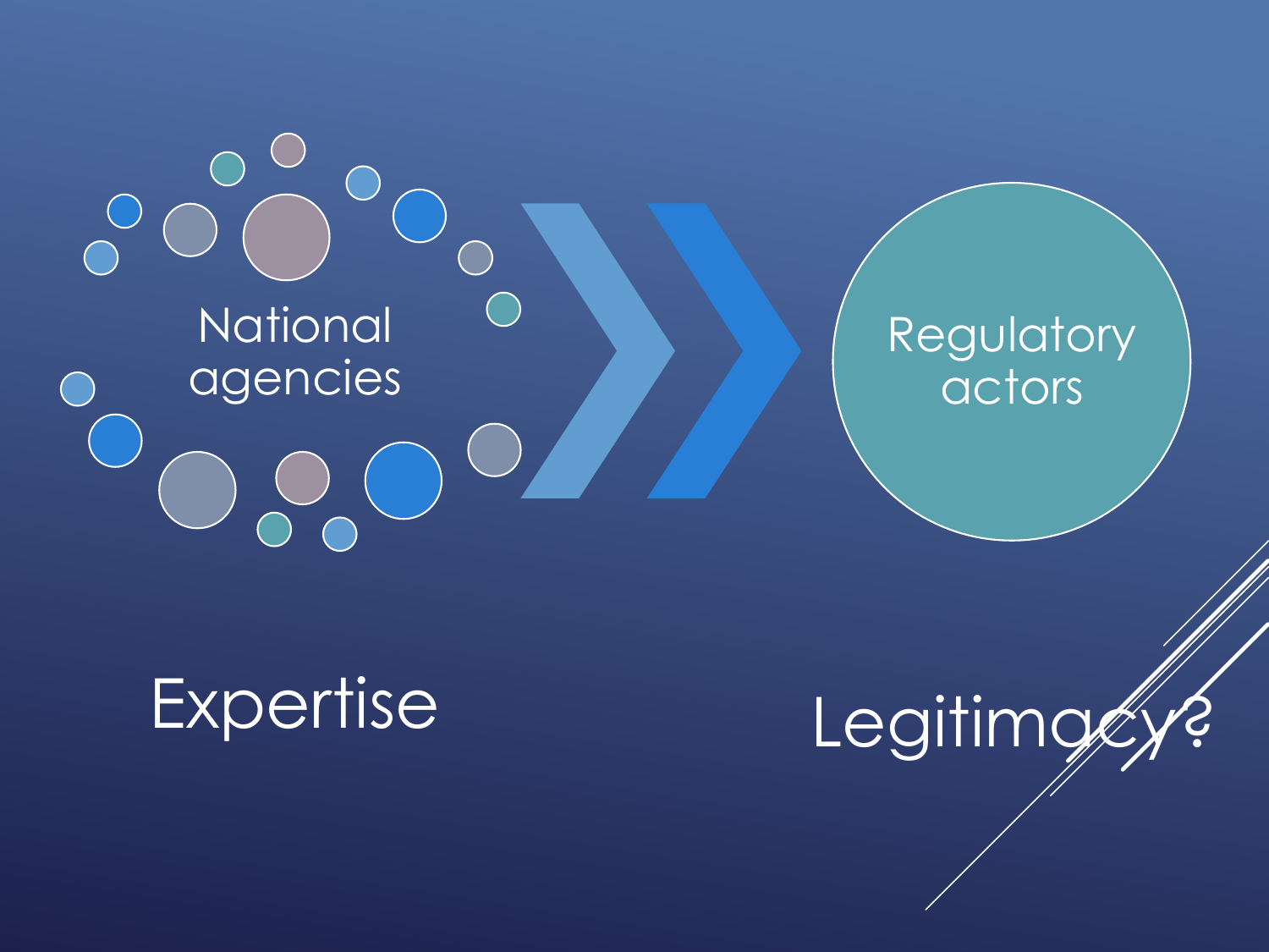National agencies

Regulatory actors

Expertise

Legitimacy?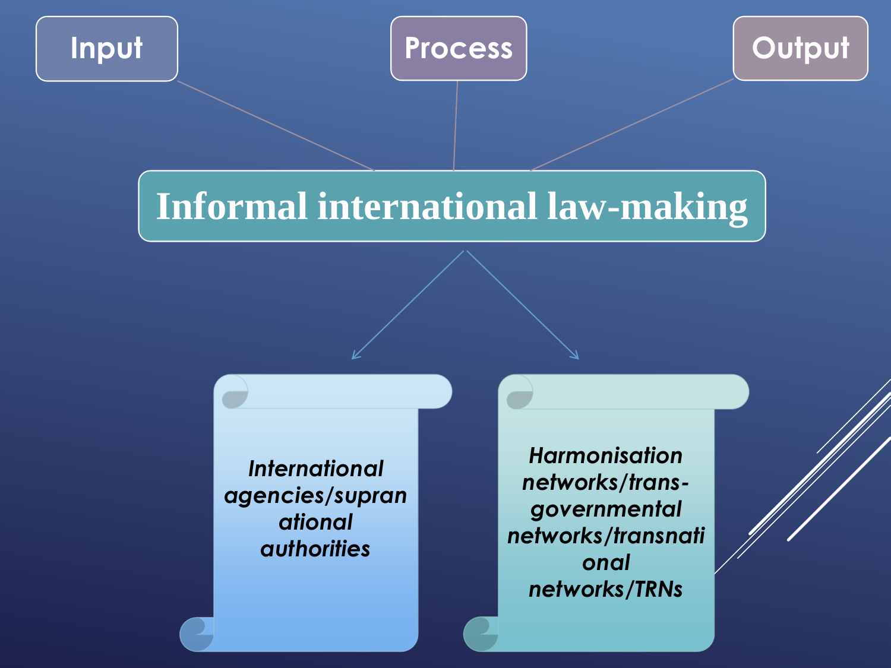**Input**

**Process**

**Output**

# Informal international law-making

*International agencies/supranational authorities*

*Harmonisation networks/trans-governmental networks/transnational networks/TRNs*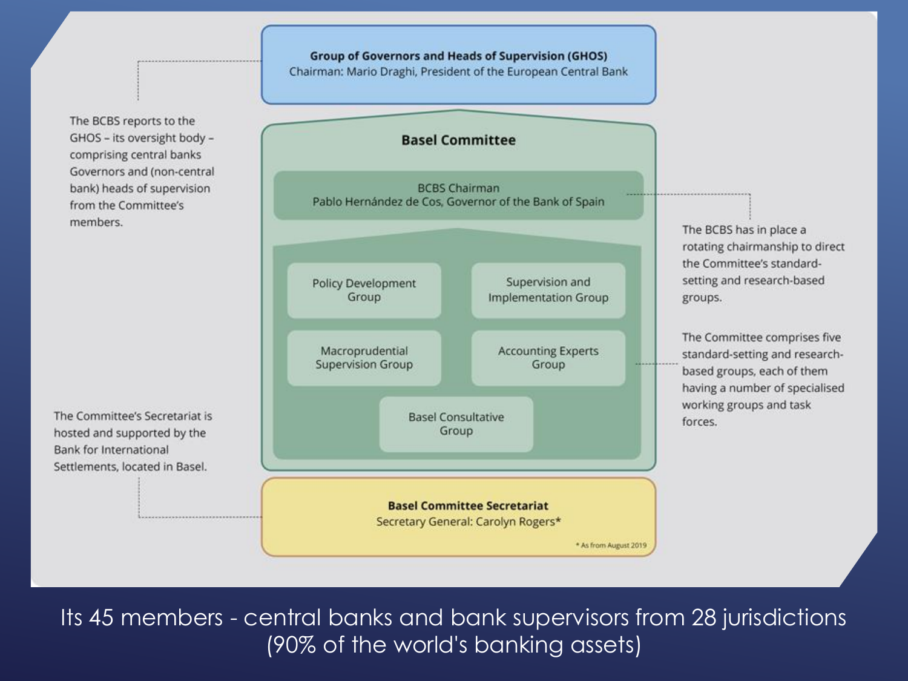**Group of Governors and Heads of Supervision (GHOS)**
Chairman: Mario Draghi, President of the European Central Bank

The BCBS reports to the GHOS – its oversight body – comprising central banks Governors and (non-central bank) heads of supervision from the Committee's members.

**Basel Committee**

BCBS Chairman
Pablo Hernández de Cos, Governor of the Bank of Spain

The BCBS has in place a rotating chairmanship to direct the Committee's standard-setting and research-based groups.

- Policy Development Group
- Supervision and Implementation Group
- Macroprudential Supervision Group
- Accounting Experts Group
- Basel Consultative Group

The Committee comprises five standard-setting and research-based groups, each of them having a number of specialised working groups and task forces.

The Committee's Secretariat is hosted and supported by the Bank for International Settlements, located in Basel.

**Basel Committee Secretariat**
Secretary General: Carolyn Rogers*

\* As from August 2019

Its 45 members - central banks and bank supervisors from 28 jurisdictions (90% of the world's banking assets)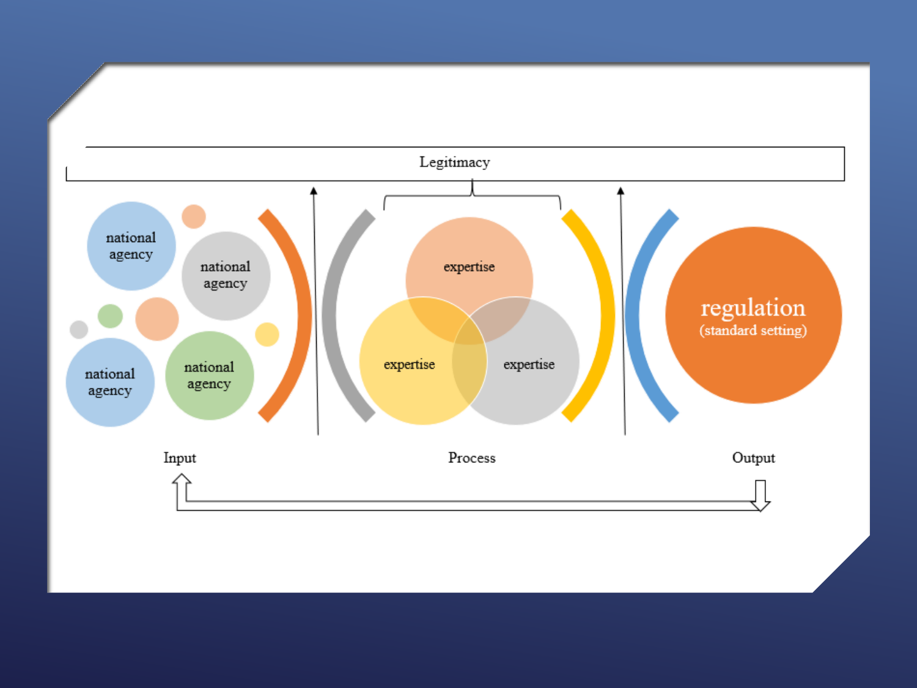Legitimacy

national agency

national agency

national agency

national agency

expertise

expertise

expertise

regulation
(standard setting)

Input

Process

Output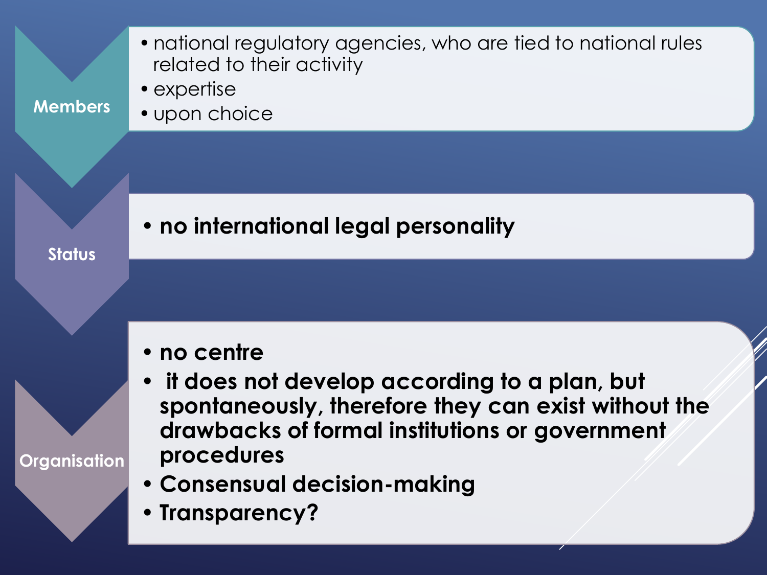**Members**

- national regulatory agencies, who are tied to national rules related to their activity
- expertise
- upon choice

**Status**

- **no international legal personality**

**Organisation**

- **no centre**
- **it does not develop according to a plan, but spontaneously, therefore they can exist without the drawbacks of formal institutions or government procedures**
- **Consensual decision-making**
- **Transparency?**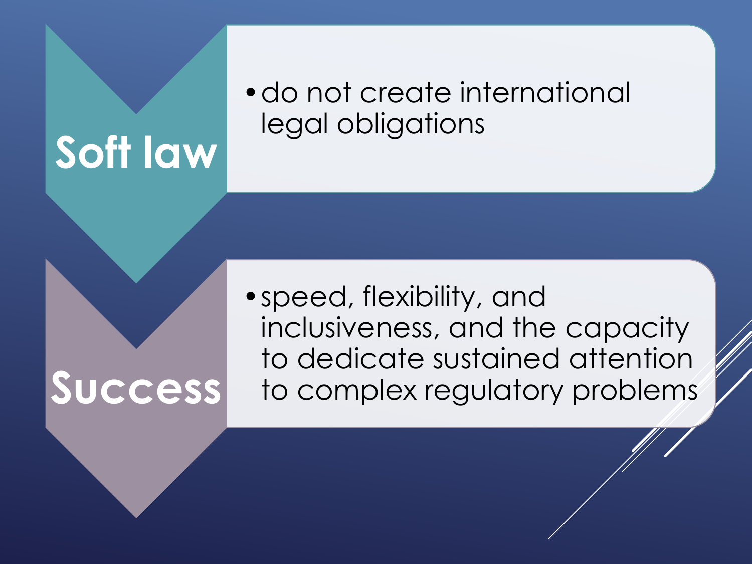## Soft law

- do not create international legal obligations

## Success

- speed, flexibility, and inclusiveness, and the capacity to dedicate sustained attention to complex regulatory problems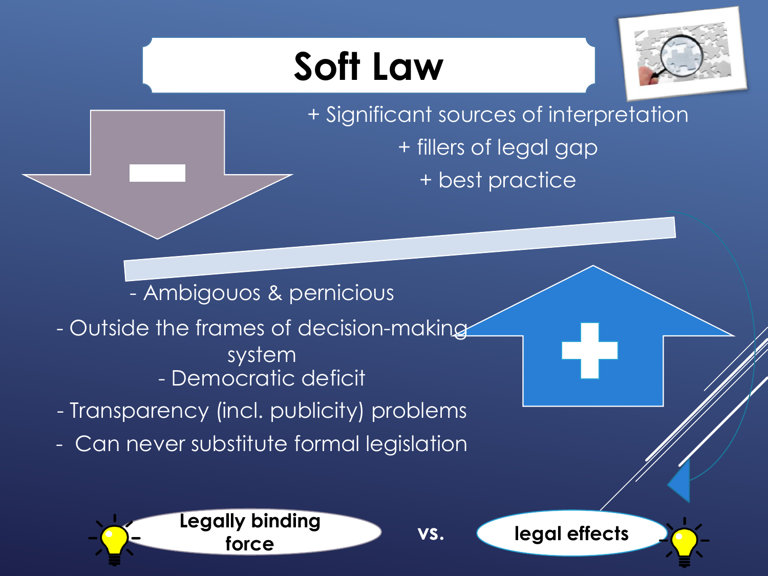# Soft Law

+ Significant sources of interpretation
+ fillers of legal gap
+ best practice

- Ambigouos & pernicious
- Outside the frames of decision-making system
- Democratic deficit
- Transparency (incl. publicity) problems
- Can never substitute formal legislation

**Legally binding force** vs. **legal effects**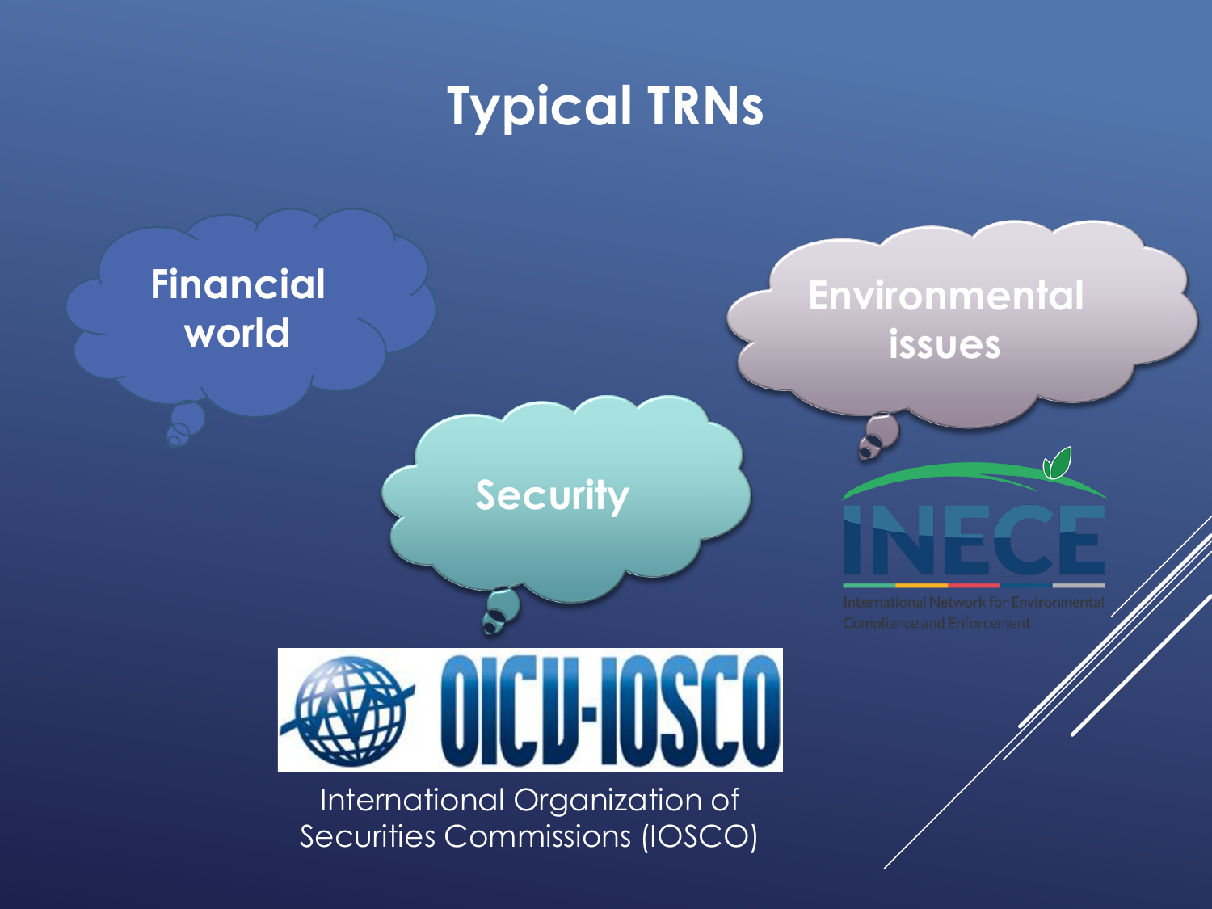# Typical TRNs

Financial world

Security

Environmental issues

OICU-IOSCO

International Organization of Securities Commissions (IOSCO)

INECE

International Network for Environmental Compliance and Enforcement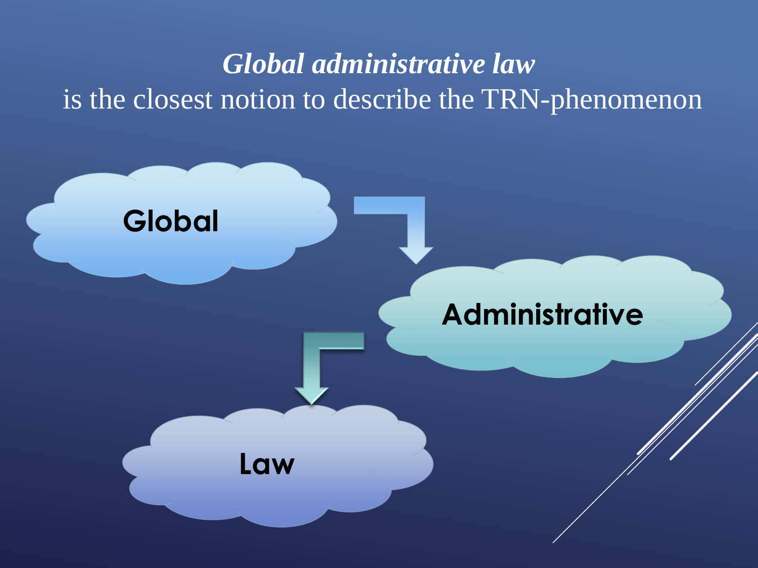***Global administrative law***
is the closest notion to describe the TRN-phenomenon

**Global**

**Administrative**

**Law**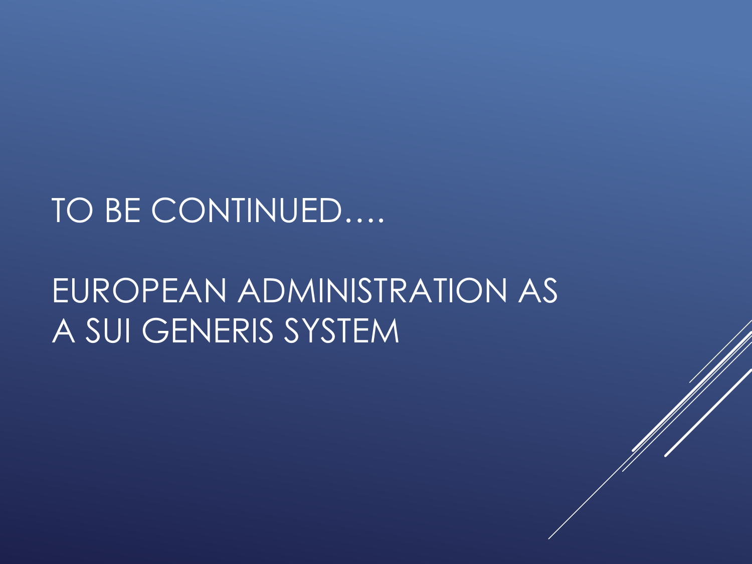# TO BE CONTINUED….

# EUROPEAN ADMINISTRATION AS A SUI GENERIS SYSTEM